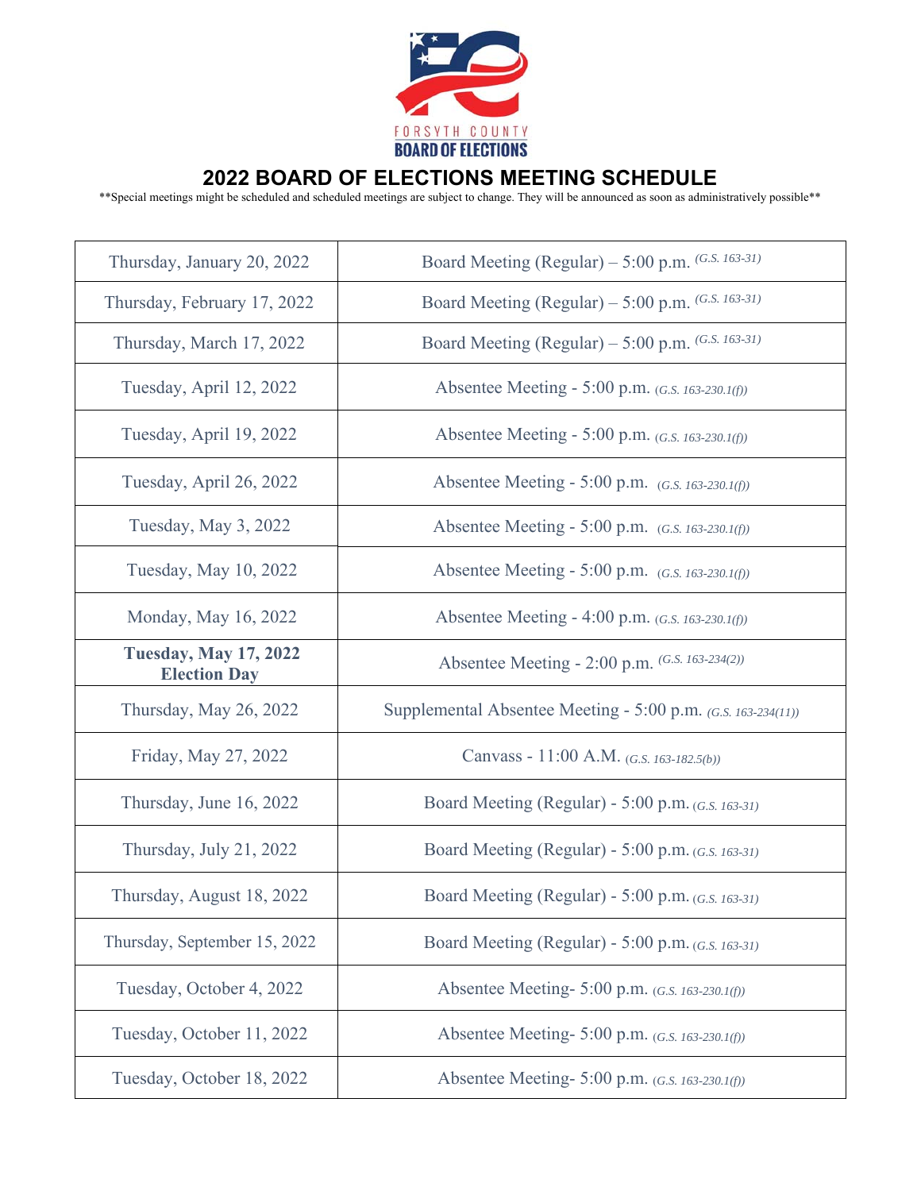FORSYTH COUNTY
BOARD OF ELECTIONS

# 2022 BOARD OF ELECTIONS MEETING SCHEDULE

**Special meetings might be scheduled and scheduled meetings are subject to change. They will be announced as soon as administratively possible**

| | |
|---|---|
| Thursday, January 20, 2022 | Board Meeting (Regular) – 5:00 p.m. *(G.S. 163-31)* |
| Thursday, February 17, 2022 | Board Meeting (Regular) – 5:00 p.m. *(G.S. 163-31)* |
| Thursday, March 17, 2022 | Board Meeting (Regular) – 5:00 p.m. *(G.S. 163-31)* |
| Tuesday, April 12, 2022 | Absentee Meeting - 5:00 p.m. *(G.S. 163-230.1(f))* |
| Tuesday, April 19, 2022 | Absentee Meeting - 5:00 p.m. *(G.S. 163-230.1(f))* |
| Tuesday, April 26, 2022 | Absentee Meeting - 5:00 p.m. *(G.S. 163-230.1(f))* |
| Tuesday, May 3, 2022 | Absentee Meeting - 5:00 p.m. *(G.S. 163-230.1(f))* |
| Tuesday, May 10, 2022 | Absentee Meeting - 5:00 p.m. *(G.S. 163-230.1(f))* |
| Monday, May 16, 2022 | Absentee Meeting - 4:00 p.m. *(G.S. 163-230.1(f))* |
| **Tuesday, May 17, 2022 Election Day** | Absentee Meeting - 2:00 p.m. *(G.S. 163-234(2))* |
| Thursday, May 26, 2022 | Supplemental Absentee Meeting - 5:00 p.m. *(G.S. 163-234(11))* |
| Friday, May 27, 2022 | Canvass - 11:00 A.M. *(G.S. 163-182.5(b))* |
| Thursday, June 16, 2022 | Board Meeting (Regular) - 5:00 p.m. *(G.S. 163-31)* |
| Thursday, July 21, 2022 | Board Meeting (Regular) - 5:00 p.m. *(G.S. 163-31)* |
| Thursday, August 18, 2022 | Board Meeting (Regular) - 5:00 p.m. *(G.S. 163-31)* |
| Thursday, September 15, 2022 | Board Meeting (Regular) - 5:00 p.m. *(G.S. 163-31)* |
| Tuesday, October 4, 2022 | Absentee Meeting- 5:00 p.m. *(G.S. 163-230.1(f))* |
| Tuesday, October 11, 2022 | Absentee Meeting- 5:00 p.m. *(G.S. 163-230.1(f))* |
| Tuesday, October 18, 2022 | Absentee Meeting- 5:00 p.m. *(G.S. 163-230.1(f))* |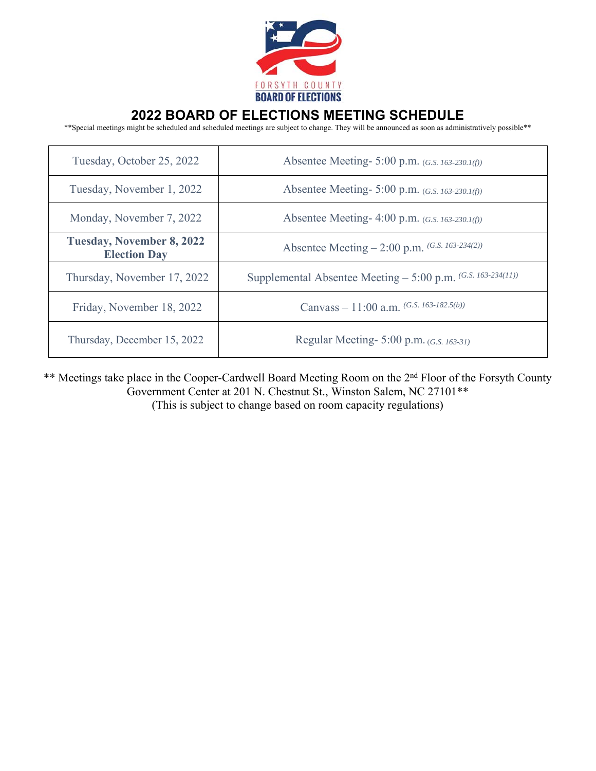FORSYTH COUNTY
BOARD OF ELECTIONS

# 2022 BOARD OF ELECTIONS MEETING SCHEDULE

**Special meetings might be scheduled and scheduled meetings are subject to change. They will be announced as soon as administratively possible**

| | |
|---|---|
| Tuesday, October 25, 2022 | Absentee Meeting- 5:00 p.m. *(G.S. 163-230.1(f))* |
| Tuesday, November 1, 2022 | Absentee Meeting- 5:00 p.m. *(G.S. 163-230.1(f))* |
| Monday, November 7, 2022 | Absentee Meeting- 4:00 p.m. *(G.S. 163-230.1(f))* |
| **Tuesday, November 8, 2022 Election Day** | Absentee Meeting – 2:00 p.m. *(G.S. 163-234(2))* |
| Thursday, November 17, 2022 | Supplemental Absentee Meeting – 5:00 p.m. *(G.S. 163-234(11))* |
| Friday, November 18, 2022 | Canvass – 11:00 a.m. *(G.S. 163-182.5(b))* |
| Thursday, December 15, 2022 | Regular Meeting- 5:00 p.m. *(G.S. 163-31)* |

** Meetings take place in the Cooper-Cardwell Board Meeting Room on the 2nd Floor of the Forsyth County Government Center at 201 N. Chestnut St., Winston Salem, NC 27101**
(This is subject to change based on room capacity regulations)